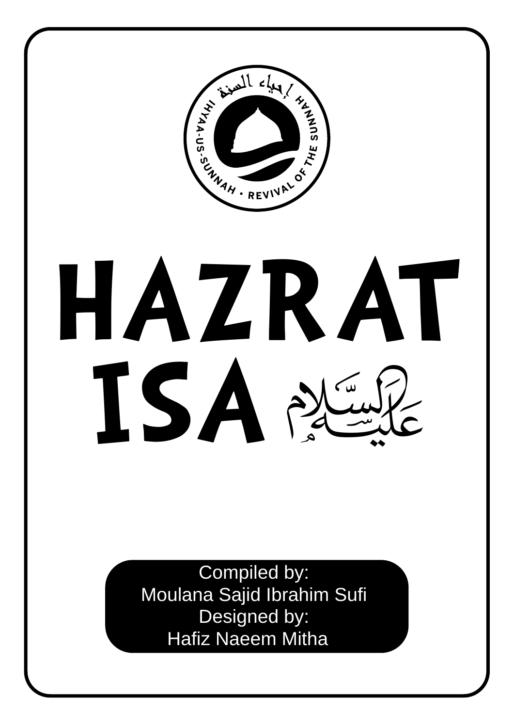إحياء السنة

IHYAA-US-SUNNAH • REVIVAL OF THE SUNNAH

# HAZRAT ISA عليه السلام

Compiled by:
Moulana Sajid Ibrahim Sufi
Designed by:
Hafiz Naeem Mitha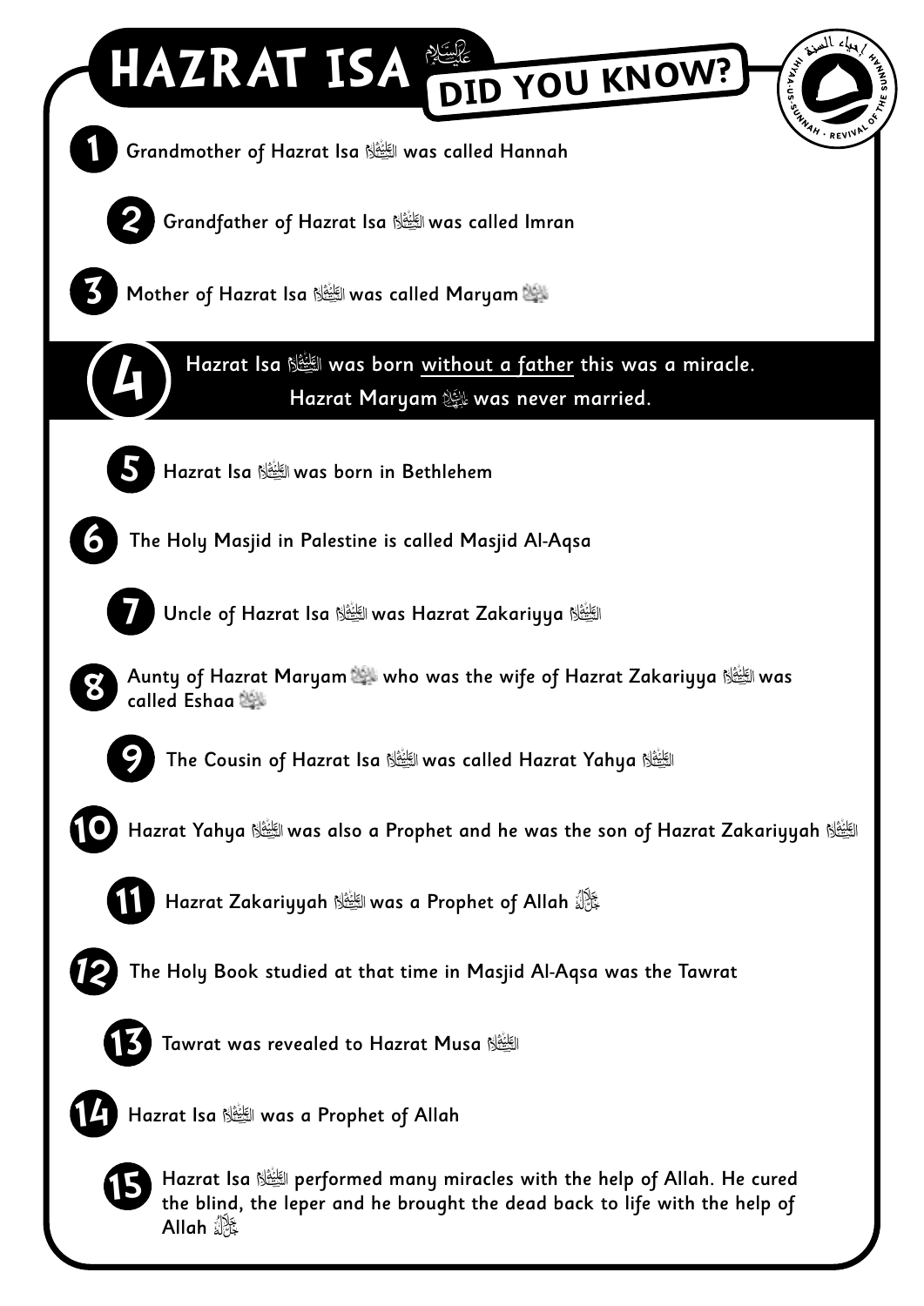# HAZRAT ISA عليه السلام DID YOU KNOW?

1. Grandmother of Hazrat Isa عليه السلام was called Hannah
2. Grandfather of Hazrat Isa عليه السلام was called Imran
3. Mother of Hazrat Isa عليه السلام was called Maryam عليها السلام
4. Hazrat Isa عليه السلام was born without a father this was a miracle. Hazrat Maryam عليها السلام was never married.
5. Hazrat Isa عليه السلام was born in Bethlehem
6. The Holy Masjid in Palestine is called Masjid Al-Aqsa
7. Uncle of Hazrat Isa عليه السلام was Hazrat Zakariyya عليه السلام
8. Aunty of Hazrat Maryam عليها السلام who was the wife of Hazrat Zakariyya عليه السلام was called Eshaa عليها السلام
9. The Cousin of Hazrat Isa عليه السلام was called Hazrat Yahya عليه السلام
10. Hazrat Yahya عليه السلام was also a Prophet and he was the son of Hazrat Zakariyyah عليه السلام
11. Hazrat Zakariyyah عليه السلام was a Prophet of Allah جل جلاله
12. The Holy Book studied at that time in Masjid Al-Aqsa was the Tawrat
13. Tawrat was revealed to Hazrat Musa عليه السلام
14. Hazrat Isa عليه السلام was a Prophet of Allah
15. Hazrat Isa عليه السلام performed many miracles with the help of Allah. He cured the blind, the leper and he brought the dead back to life with the help of Allah جل جلاله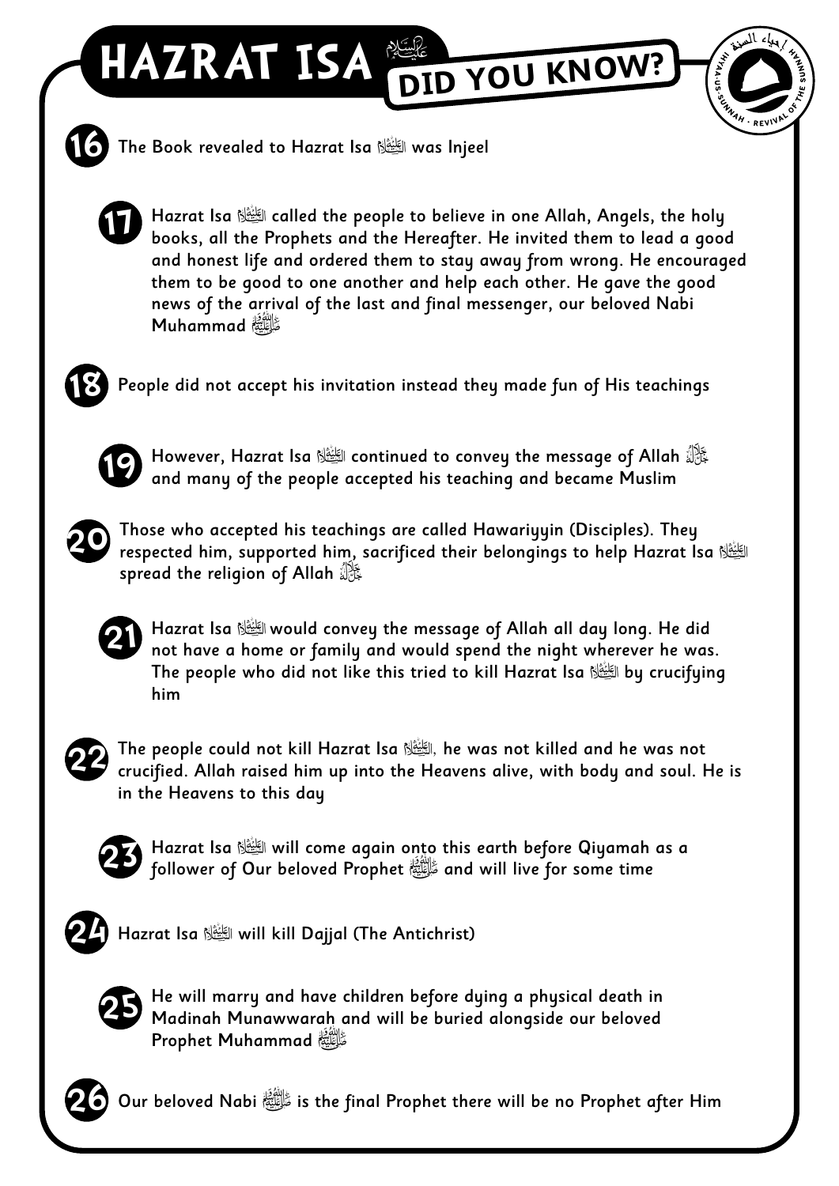# HAZRAT ISA عليه السلام DID YOU KNOW?

16. The Book revealed to Hazrat Isa عليه السلام was Injeel

17. Hazrat Isa عليه السلام called the people to believe in one Allah, Angels, the holy books, all the Prophets and the Hereafter. He invited them to lead a good and honest life and ordered them to stay away from wrong. He encouraged them to be good to one another and help each other. He gave the good news of the arrival of the last and final messenger, our beloved Nabi Muhammad ﷺ

18. People did not accept his invitation instead they made fun of His teachings

19. However, Hazrat Isa عليه السلام continued to convey the message of Allah جل جلاله and many of the people accepted his teaching and became Muslim

20. Those who accepted his teachings are called Hawariyyin (Disciples). They respected him, supported him, sacrificed their belongings to help Hazrat Isa عليه السلام spread the religion of Allah جل جلاله

21. Hazrat Isa عليه السلام would convey the message of Allah all day long. He did not have a home or family and would spend the night wherever he was. The people who did not like this tried to kill Hazrat Isa عليه السلام by crucifying him

22. The people could not kill Hazrat Isa عليه السلام, he was not killed and he was not crucified. Allah raised him up into the Heavens alive, with body and soul. He is in the Heavens to this day

23. Hazrat Isa عليه السلام will come again onto this earth before Qiyamah as a follower of Our beloved Prophet ﷺ and will live for some time

24. Hazrat Isa عليه السلام will kill Dajjal (The Antichrist)

25. He will marry and have children before dying a physical death in Madinah Munawwarah and will be buried alongside our beloved Prophet Muhammad ﷺ

26. Our beloved Nabi ﷺ is the final Prophet there will be no Prophet after Him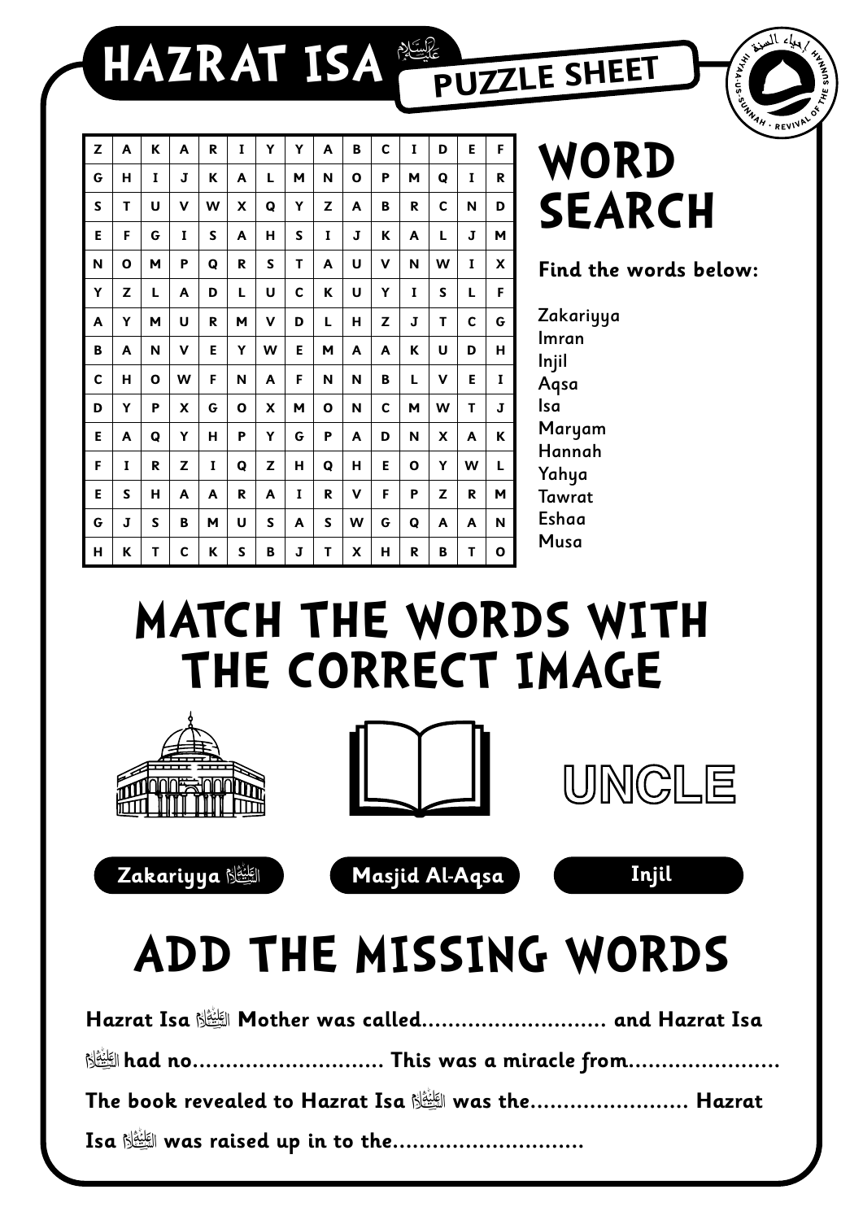# HAZRAT ISA عليه السلام

## PUZZLE SHEET

## WORD SEARCH

| Z | A | K | A | R | I | Y | Y | A | B | C | I | D | E | F |
|---|---|---|---|---|---|---|---|---|---|---|---|---|---|---|
| G | H | I | J | K | A | L | M | N | O | P | M | Q | I | R |
| S | T | U | V | W | X | Q | Y | Z | A | B | R | C | N | D |
| E | F | G | I | S | A | H | S | I | J | K | A | L | J | M |
| N | O | M | P | Q | R | S | T | A | U | V | N | W | I | X |
| Y | Z | L | A | D | L | U | C | K | U | Y | I | S | L | F |
| A | Y | M | U | R | M | V | D | L | H | Z | J | T | C | G |
| B | A | N | V | E | Y | W | E | M | A | A | K | U | D | H |
| C | H | O | W | F | N | A | F | N | N | B | L | V | E | I |
| D | Y | P | X | G | O | X | M | O | N | C | M | W | T | J |
| E | A | Q | Y | H | P | Y | G | P | A | D | N | X | A | K |
| F | I | R | Z | I | Q | Z | H | Q | H | E | O | Y | W | L |
| E | S | H | A | A | R | A | I | R | V | F | P | Z | R | M |
| G | J | S | B | M | U | S | A | S | W | G | Q | A | A | N |
| H | K | T | C | K | S | B | J | T | X | H | R | B | T | O |

**Find the words below:**

Zakariyya
Imran
Injil
Aqsa
Isa
Maryam
Hannah
Yahya
Tawrat
Eshaa
Musa

## MATCH THE WORDS WITH THE CORRECT IMAGE

UNCLE

**Zakariyya** عليه السلام

**Masjid Al-Aqsa**

**Injil**

## ADD THE MISSING WORDS

**Hazrat Isa** عليه السلام **Mother was called............................ and Hazrat Isa** عليه السلام **had no............................ This was a miracle from....................... The book revealed to Hazrat Isa** عليه السلام **was the........................ Hazrat Isa** عليه السلام **was raised up in to the............................**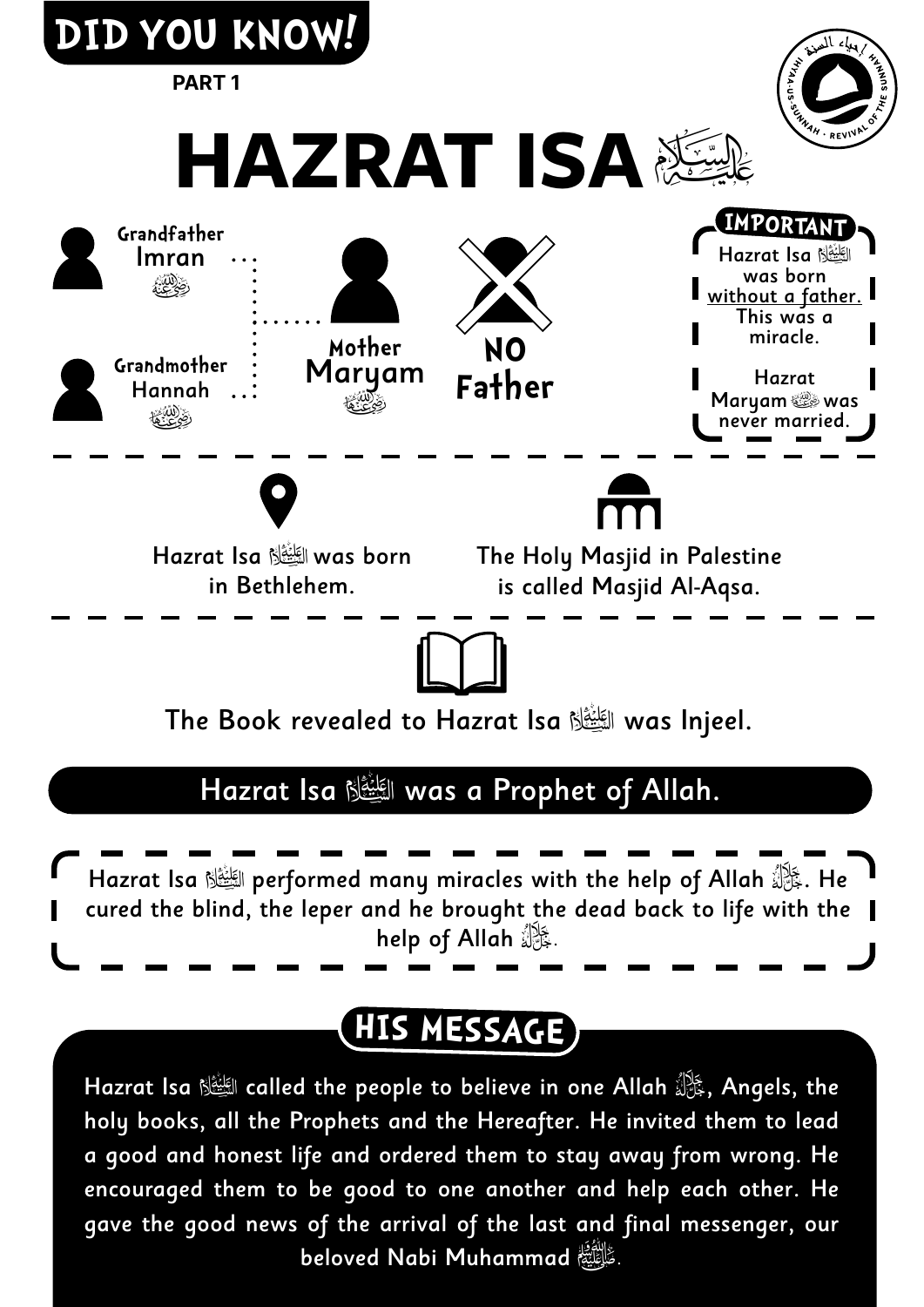# DID YOU KNOW!

**PART 1**

# HAZRAT ISA عليه السلام

Grandfather
Imran رضي الله عنه

Grandmother
Hannah رضي الله عنها

Mother
Maryam رضي الله عنها

NO
Father

**IMPORTANT**

Hazrat Isa عليه السلام was born without a father. This was a miracle.

Hazrat Maryam رضي الله عنها was never married.

---

Hazrat Isa عليه السلام was born in Bethlehem.

The Holy Masjid in Palestine is called Masjid Al-Aqsa.

---

The Book revealed to Hazrat Isa عليه السلام was Injeel.

**Hazrat Isa عليه السلام was a Prophet of Allah.**

Hazrat Isa عليه السلام performed many miracles with the help of Allah جل جلاله. He cured the blind, the leper and he brought the dead back to life with the help of Allah جل جلاله.

## HIS MESSAGE

Hazrat Isa عليه السلام called the people to believe in one Allah جل جلاله, Angels, the holy books, all the Prophets and the Hereafter. He invited them to lead a good and honest life and ordered them to stay away from wrong. He encouraged them to be good to one another and help each other. He gave the good news of the arrival of the last and final messenger, our beloved Nabi Muhammad صلى الله عليه وسلم.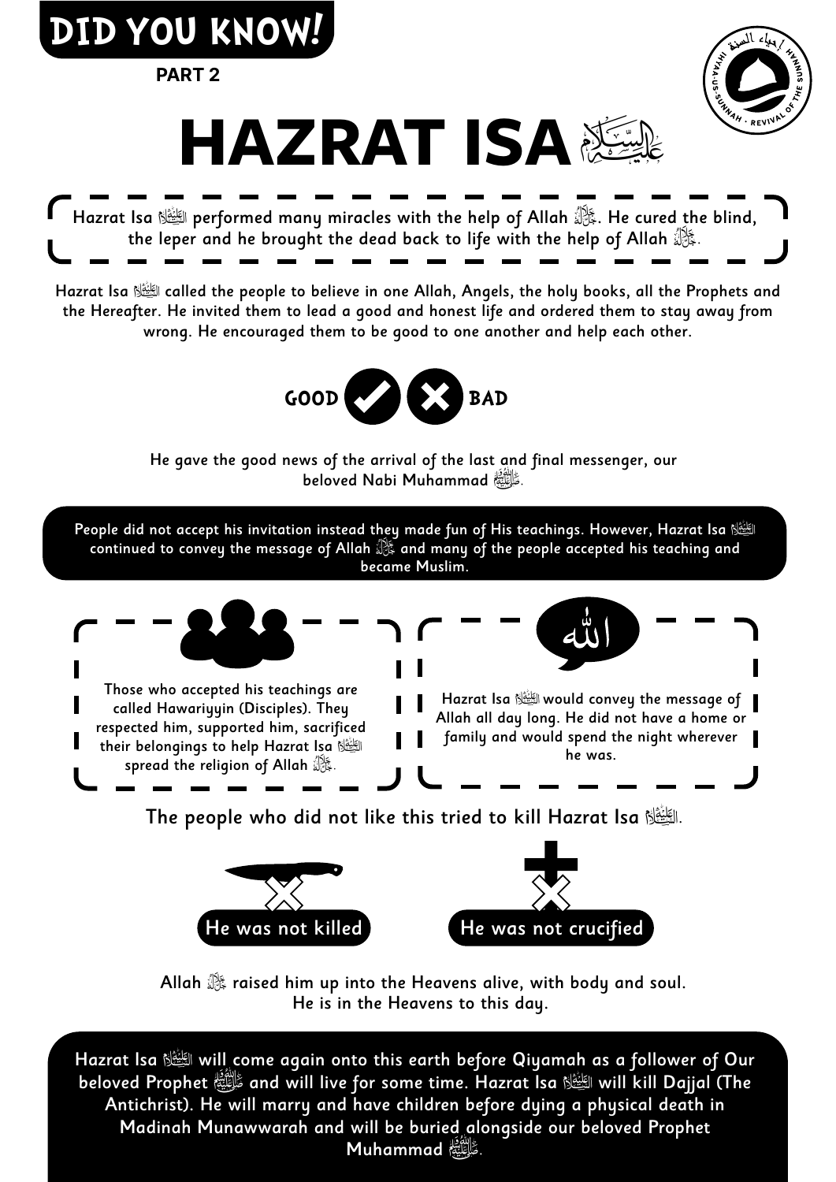# DID YOU KNOW!

**PART 2**

# HAZRAT ISA عليه السلام

Hazrat Isa عليه السلام performed many miracles with the help of Allah جل جلاله. He cured the blind, the leper and he brought the dead back to life with the help of Allah جل جلاله.

Hazrat Isa عليه السلام called the people to believe in one Allah, Angels, the holy books, all the Prophets and the Hereafter. He invited them to lead a good and honest life and ordered them to stay away from wrong. He encouraged them to be good to one another and help each other.

GOOD BAD

He gave the good news of the arrival of the last and final messenger, our beloved Nabi Muhammad ﷺ.

People did not accept his invitation instead they made fun of His teachings. However, Hazrat Isa عليه السلام continued to convey the message of Allah جل جلاله and many of the people accepted his teaching and became Muslim.

Those who accepted his teachings are called Hawariyyin (Disciples). They respected him, supported him, sacrificed their belongings to help Hazrat Isa عليه السلام spread the religion of Allah جل جلاله.

الله

Hazrat Isa عليه السلام would convey the message of Allah all day long. He did not have a home or family and would spend the night wherever he was.

The people who did not like this tried to kill Hazrat Isa عليه السلام.

He was not killed

He was not crucified

Allah جل جلاله raised him up into the Heavens alive, with body and soul. He is in the Heavens to this day.

Hazrat Isa عليه السلام will come again onto this earth before Qiyamah as a follower of Our beloved Prophet ﷺ and will live for some time. Hazrat Isa عليه السلام will kill Dajjal (The Antichrist). He will marry and have children before dying a physical death in Madinah Munawwarah and will be buried alongside our beloved Prophet Muhammad ﷺ.